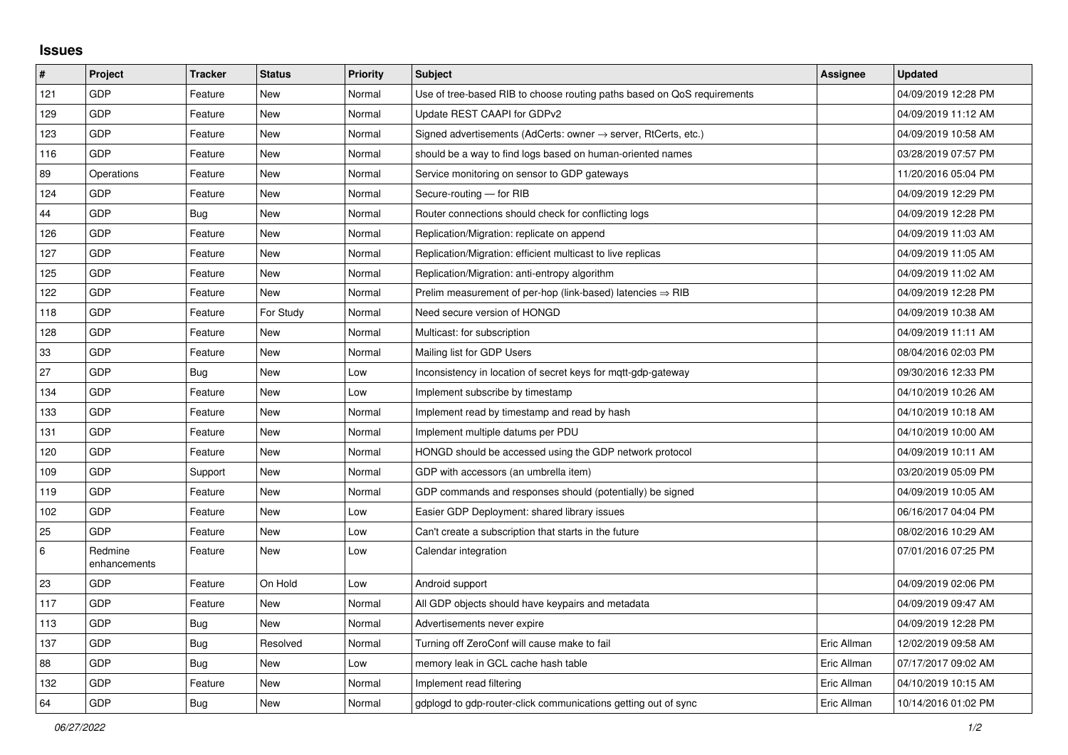## Issues

| # | Project | Tracker | Status | Priority | Subject | Assignee | Updated |
|---|---|---|---|---|---|---|---|
| 121 | GDP | Feature | New | Normal | Use of tree-based RIB to choose routing paths based on QoS requirements | | 04/09/2019 12:28 PM |
| 129 | GDP | Feature | New | Normal | Update REST CAAPI for GDPv2 | | 04/09/2019 11:12 AM |
| 123 | GDP | Feature | New | Normal | Signed advertisements (AdCerts: owner → server, RtCerts, etc.) | | 04/09/2019 10:58 AM |
| 116 | GDP | Feature | New | Normal | should be a way to find logs based on human-oriented names | | 03/28/2019 07:57 PM |
| 89 | Operations | Feature | New | Normal | Service monitoring on sensor to GDP gateways | | 11/20/2016 05:04 PM |
| 124 | GDP | Feature | New | Normal | Secure-routing — for RIB | | 04/09/2019 12:29 PM |
| 44 | GDP | Bug | New | Normal | Router connections should check for conflicting logs | | 04/09/2019 12:28 PM |
| 126 | GDP | Feature | New | Normal | Replication/Migration: replicate on append | | 04/09/2019 11:03 AM |
| 127 | GDP | Feature | New | Normal | Replication/Migration: efficient multicast to live replicas | | 04/09/2019 11:05 AM |
| 125 | GDP | Feature | New | Normal | Replication/Migration: anti-entropy algorithm | | 04/09/2019 11:02 AM |
| 122 | GDP | Feature | New | Normal | Prelim measurement of per-hop (link-based) latencies ⇒ RIB | | 04/09/2019 12:28 PM |
| 118 | GDP | Feature | For Study | Normal | Need secure version of HONGD | | 04/09/2019 10:38 AM |
| 128 | GDP | Feature | New | Normal | Multicast: for subscription | | 04/09/2019 11:11 AM |
| 33 | GDP | Feature | New | Normal | Mailing list for GDP Users | | 08/04/2016 02:03 PM |
| 27 | GDP | Bug | New | Low | Inconsistency in location of secret keys for mqtt-gdp-gateway | | 09/30/2016 12:33 PM |
| 134 | GDP | Feature | New | Low | Implement subscribe by timestamp | | 04/10/2019 10:26 AM |
| 133 | GDP | Feature | New | Normal | Implement read by timestamp and read by hash | | 04/10/2019 10:18 AM |
| 131 | GDP | Feature | New | Normal | Implement multiple datums per PDU | | 04/10/2019 10:00 AM |
| 120 | GDP | Feature | New | Normal | HONGD should be accessed using the GDP network protocol | | 04/09/2019 10:11 AM |
| 109 | GDP | Support | New | Normal | GDP with accessors (an umbrella item) | | 03/20/2019 05:09 PM |
| 119 | GDP | Feature | New | Normal | GDP commands and responses should (potentially) be signed | | 04/09/2019 10:05 AM |
| 102 | GDP | Feature | New | Low | Easier GDP Deployment: shared library issues | | 06/16/2017 04:04 PM |
| 25 | GDP | Feature | New | Low | Can't create a subscription that starts in the future | | 08/02/2016 10:29 AM |
| 6 | Redmine enhancements | Feature | New | Low | Calendar integration | | 07/01/2016 07:25 PM |
| 23 | GDP | Feature | On Hold | Low | Android support | | 04/09/2019 02:06 PM |
| 117 | GDP | Feature | New | Normal | All GDP objects should have keypairs and metadata | | 04/09/2019 09:47 AM |
| 113 | GDP | Bug | New | Normal | Advertisements never expire | | 04/09/2019 12:28 PM |
| 137 | GDP | Bug | Resolved | Normal | Turning off ZeroConf will cause make to fail | Eric Allman | 12/02/2019 09:58 AM |
| 88 | GDP | Bug | New | Low | memory leak in GCL cache hash table | Eric Allman | 07/17/2017 09:02 AM |
| 132 | GDP | Feature | New | Normal | Implement read filtering | Eric Allman | 04/10/2019 10:15 AM |
| 64 | GDP | Bug | New | Normal | gdplogd to gdp-router-click communications getting out of sync | Eric Allman | 10/14/2016 01:02 PM |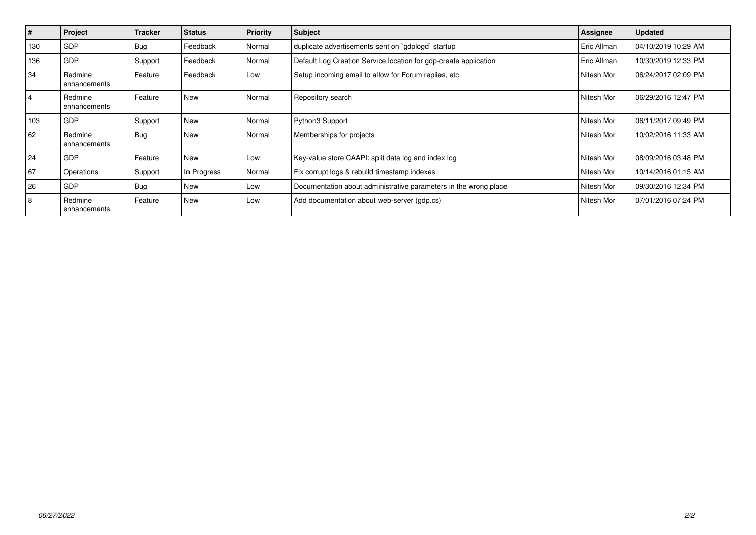| # | Project | Tracker | Status | Priority | Subject | Assignee | Updated |
|---|---|---|---|---|---|---|---|
| 130 | GDP | Bug | Feedback | Normal | duplicate advertisements sent on `gdplogd` startup | Eric Allman | 04/10/2019 10:29 AM |
| 136 | GDP | Support | Feedback | Normal | Default Log Creation Service location for gdp-create application | Eric Allman | 10/30/2019 12:33 PM |
| 34 | Redmine enhancements | Feature | Feedback | Low | Setup incoming email to allow for Forum replies, etc. | Nitesh Mor | 06/24/2017 02:09 PM |
| 4 | Redmine enhancements | Feature | New | Normal | Repository search | Nitesh Mor | 06/29/2016 12:47 PM |
| 103 | GDP | Support | New | Normal | Python3 Support | Nitesh Mor | 06/11/2017 09:49 PM |
| 62 | Redmine enhancements | Bug | New | Normal | Memberships for projects | Nitesh Mor | 10/02/2016 11:33 AM |
| 24 | GDP | Feature | New | Low | Key-value store CAAPI: split data log and index log | Nitesh Mor | 08/09/2016 03:48 PM |
| 67 | Operations | Support | In Progress | Normal | Fix corrupt logs & rebuild timestamp indexes | Nitesh Mor | 10/14/2016 01:15 AM |
| 26 | GDP | Bug | New | Low | Documentation about administrative parameters in the wrong place | Nitesh Mor | 09/30/2016 12:34 PM |
| 8 | Redmine enhancements | Feature | New | Low | Add documentation about web-server (gdp.cs) | Nitesh Mor | 07/01/2016 07:24 PM |

*06/27/2022*